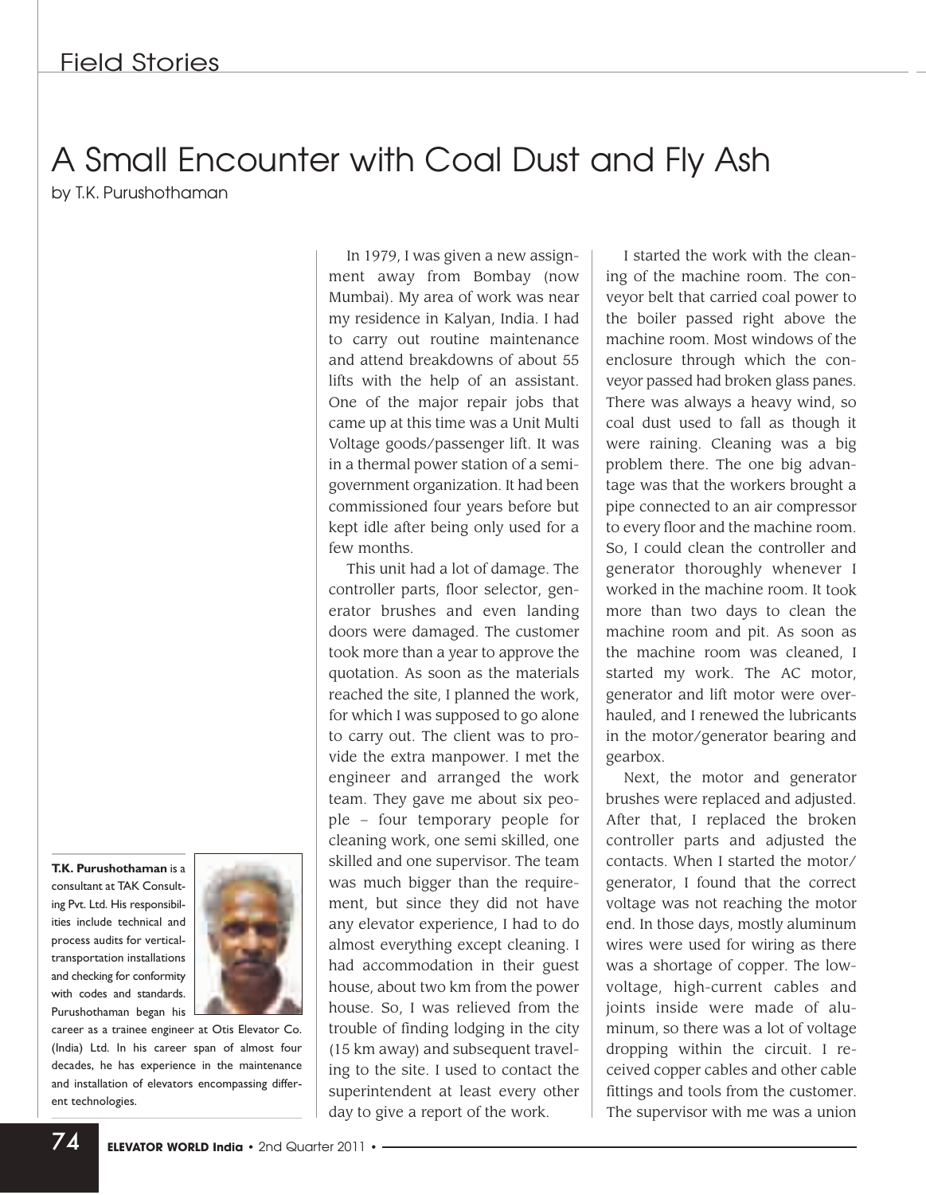# A Small Encounter with Coal Dust and Fly Ash

by T.K. Purushothaman

**T.K. Purushothaman** is a consultant at TAK Consulting Pvt. Ltd. His responsibilities include technical and process audits for vertical-transportation installations and checking for conformity with codes and standards. Purushothaman began his career as a trainee engineer at Otis Elevator Co. (India) Ltd. In his career span of almost four decades, he has experience in the maintenance and installation of elevators encompassing different technologies.

In 1979, I was given a new assignment away from Bombay (now Mumbai). My area of work was near my residence in Kalyan, India. I had to carry out routine maintenance and attend breakdowns of about 55 lifts with the help of an assistant. One of the major repair jobs that came up at this time was a Unit Multi Voltage goods/passenger lift. It was in a thermal power station of a semi-government organization. It had been commissioned four years before but kept idle after being only used for a few months.

This unit had a lot of damage. The controller parts, floor selector, generator brushes and even landing doors were damaged. The customer took more than a year to approve the quotation. As soon as the materials reached the site, I planned the work, for which I was supposed to go alone to carry out. The client was to provide the extra manpower. I met the engineer and arranged the work team. They gave me about six people – four temporary people for cleaning work, one semi skilled, one skilled and one supervisor. The team was much bigger than the requirement, but since they did not have any elevator experience, I had to do almost everything except cleaning. I had accommodation in their guest house, about two km from the power house. So, I was relieved from the trouble of finding lodging in the city (15 km away) and subsequent traveling to the site. I used to contact the superintendent at least every other day to give a report of the work.

I started the work with the cleaning of the machine room. The conveyor belt that carried coal power to the boiler passed right above the machine room. Most windows of the enclosure through which the conveyor passed had broken glass panes. There was always a heavy wind, so coal dust used to fall as though it were raining. Cleaning was a big problem there. The one big advantage was that the workers brought a pipe connected to an air compressor to every floor and the machine room. So, I could clean the controller and generator thoroughly whenever I worked in the machine room. It took more than two days to clean the machine room and pit. As soon as the machine room was cleaned, I started my work. The AC motor, generator and lift motor were overhauled, and I renewed the lubricants in the motor/generator bearing and gearbox.

Next, the motor and generator brushes were replaced and adjusted. After that, I replaced the broken controller parts and adjusted the contacts. When I started the motor/generator, I found that the correct voltage was not reaching the motor end. In those days, mostly aluminum wires were used for wiring as there was a shortage of copper. The low-voltage, high-current cables and joints inside were made of aluminum, so there was a lot of voltage dropping within the circuit. I received copper cables and other cable fittings and tools from the customer. The supervisor with me was a union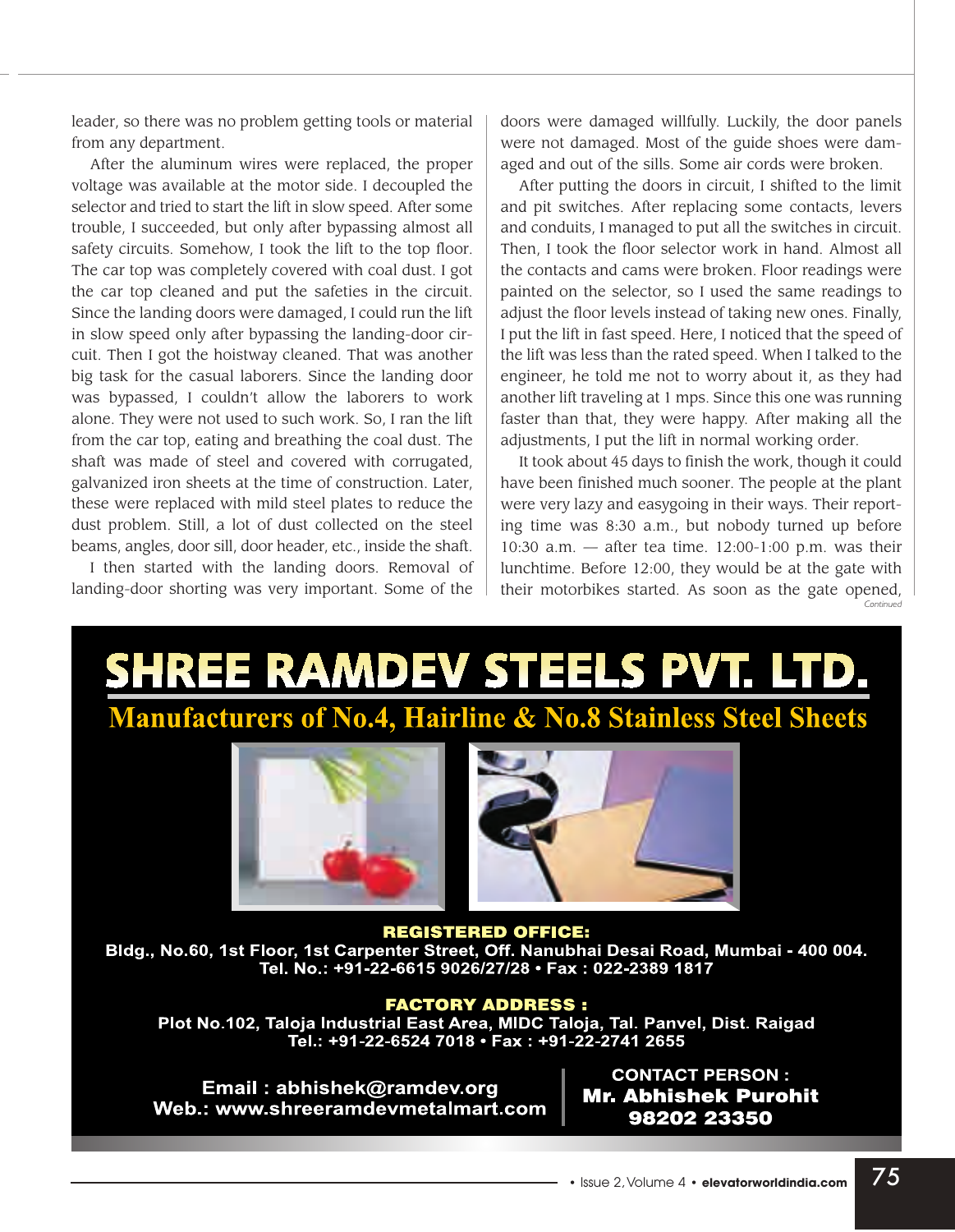leader, so there was no problem getting tools or material from any department.

After the aluminum wires were replaced, the proper voltage was available at the motor side. I decoupled the selector and tried to start the lift in slow speed. After some trouble, I succeeded, but only after bypassing almost all safety circuits. Somehow, I took the lift to the top floor. The car top was completely covered with coal dust. I got the car top cleaned and put the safeties in the circuit. Since the landing doors were damaged, I could run the lift in slow speed only after bypassing the landing-door circuit. Then I got the hoistway cleaned. That was another big task for the casual laborers. Since the landing door was bypassed, I couldn't allow the laborers to work alone. They were not used to such work. So, I ran the lift from the car top, eating and breathing the coal dust. The shaft was made of steel and covered with corrugated, galvanized iron sheets at the time of construction. Later, these were replaced with mild steel plates to reduce the dust problem. Still, a lot of dust collected on the steel beams, angles, door sill, door header, etc., inside the shaft.

I then started with the landing doors. Removal of landing-door shorting was very important. Some of the doors were damaged willfully. Luckily, the door panels were not damaged. Most of the guide shoes were damaged and out of the sills. Some air cords were broken.

After putting the doors in circuit, I shifted to the limit and pit switches. After replacing some contacts, levers and conduits, I managed to put all the switches in circuit. Then, I took the floor selector work in hand. Almost all the contacts and cams were broken. Floor readings were painted on the selector, so I used the same readings to adjust the floor levels instead of taking new ones. Finally, I put the lift in fast speed. Here, I noticed that the speed of the lift was less than the rated speed. When I talked to the engineer, he told me not to worry about it, as they had another lift traveling at 1 mps. Since this one was running faster than that, they were happy. After making all the adjustments, I put the lift in normal working order.

It took about 45 days to finish the work, though it could have been finished much sooner. The people at the plant were very lazy and easygoing in their ways. Their reporting time was 8:30 a.m., but nobody turned up before 10:30 a.m. — after tea time. 12:00-1:00 p.m. was their lunchtime. Before 12:00, they would be at the gate with their motorbikes started. As soon as the gate opened,

*Continued*

# SHREE RAMDEV STEELS PVT. LTD.

**Manufacturers of No.4, Hairline & No.8 Stainless Steel Sheets**

**REGISTERED OFFICE:**
Bldg., No.60, 1st Floor, 1st Carpenter Street, Off. Nanubhai Desai Road, Mumbai - 400 004.
Tel. No.: +91-22-6615 9026/27/28 • Fax : 022-2389 1817

**FACTORY ADDRESS :**
Plot No.102, Taloja Industrial East Area, MIDC Taloja, Tal. Panvel, Dist. Raigad
Tel.: +91-22-6524 7018 • Fax : +91-22-2741 2655

Email : abhishek@ramdev.org
Web.: www.shreeramdevmetalmart.com

CONTACT PERSON :
**Mr. Abhishek Purohit**
**98202 23350**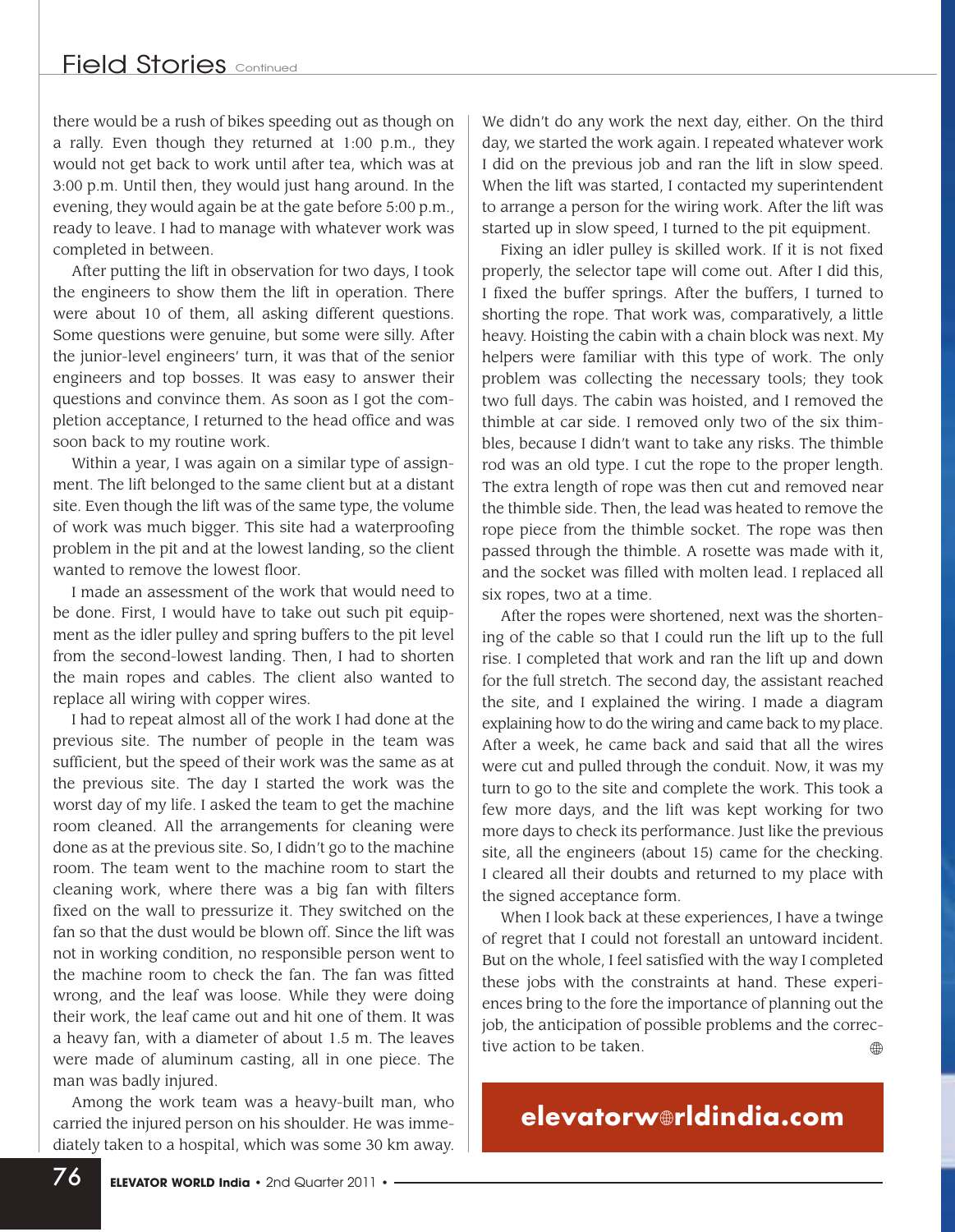there would be a rush of bikes speeding out as though on a rally. Even though they returned at 1:00 p.m., they would not get back to work until after tea, which was at 3:00 p.m. Until then, they would just hang around. In the evening, they would again be at the gate before 5:00 p.m., ready to leave. I had to manage with whatever work was completed in between.

After putting the lift in observation for two days, I took the engineers to show them the lift in operation. There were about 10 of them, all asking different questions. Some questions were genuine, but some were silly. After the junior-level engineers' turn, it was that of the senior engineers and top bosses. It was easy to answer their questions and convince them. As soon as I got the completion acceptance, I returned to the head office and was soon back to my routine work.

Within a year, I was again on a similar type of assignment. The lift belonged to the same client but at a distant site. Even though the lift was of the same type, the volume of work was much bigger. This site had a waterproofing problem in the pit and at the lowest landing, so the client wanted to remove the lowest floor.

I made an assessment of the work that would need to be done. First, I would have to take out such pit equipment as the idler pulley and spring buffers to the pit level from the second-lowest landing. Then, I had to shorten the main ropes and cables. The client also wanted to replace all wiring with copper wires.

I had to repeat almost all of the work I had done at the previous site. The number of people in the team was sufficient, but the speed of their work was the same as at the previous site. The day I started the work was the worst day of my life. I asked the team to get the machine room cleaned. All the arrangements for cleaning were done as at the previous site. So, I didn't go to the machine room. The team went to the machine room to start the cleaning work, where there was a big fan with filters fixed on the wall to pressurize it. They switched on the fan so that the dust would be blown off. Since the lift was not in working condition, no responsible person went to the machine room to check the fan. The fan was fitted wrong, and the leaf was loose. While they were doing their work, the leaf came out and hit one of them. It was a heavy fan, with a diameter of about 1.5 m. The leaves were made of aluminum casting, all in one piece. The man was badly injured.

Among the work team was a heavy-built man, who carried the injured person on his shoulder. He was immediately taken to a hospital, which was some 30 km away. We didn't do any work the next day, either. On the third day, we started the work again. I repeated whatever work I did on the previous job and ran the lift in slow speed. When the lift was started, I contacted my superintendent to arrange a person for the wiring work. After the lift was started up in slow speed, I turned to the pit equipment.

Fixing an idler pulley is skilled work. If it is not fixed properly, the selector tape will come out. After I did this, I fixed the buffer springs. After the buffers, I turned to shorting the rope. That work was, comparatively, a little heavy. Hoisting the cabin with a chain block was next. My helpers were familiar with this type of work. The only problem was collecting the necessary tools; they took two full days. The cabin was hoisted, and I removed the thimble at car side. I removed only two of the six thimbles, because I didn't want to take any risks. The thimble rod was an old type. I cut the rope to the proper length. The extra length of rope was then cut and removed near the thimble side. Then, the lead was heated to remove the rope piece from the thimble socket. The rope was then passed through the thimble. A rosette was made with it, and the socket was filled with molten lead. I replaced all six ropes, two at a time.

After the ropes were shortened, next was the shortening of the cable so that I could run the lift up to the full rise. I completed that work and ran the lift up and down for the full stretch. The second day, the assistant reached the site, and I explained the wiring. I made a diagram explaining how to do the wiring and came back to my place. After a week, he came back and said that all the wires were cut and pulled through the conduit. Now, it was my turn to go to the site and complete the work. This took a few more days, and the lift was kept working for two more days to check its performance. Just like the previous site, all the engineers (about 15) came for the checking. I cleared all their doubts and returned to my place with the signed acceptance form.

When I look back at these experiences, I have a twinge of regret that I could not forestall an untoward incident. But on the whole, I feel satisfied with the way I completed these jobs with the constraints at hand. These experiences bring to the fore the importance of planning out the job, the anticipation of possible problems and the corrective action to be taken.

**elevatorworldindia.com**